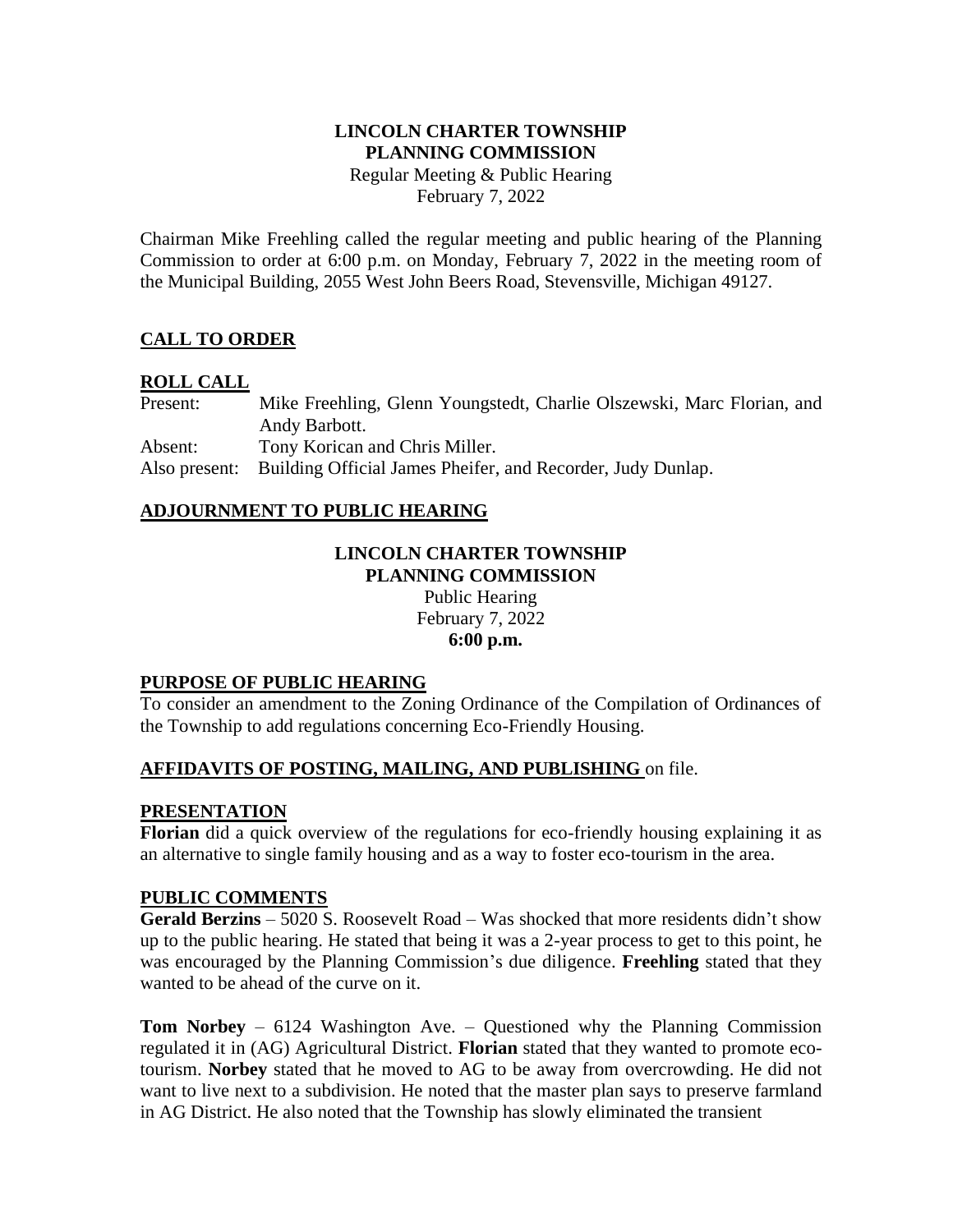# LINCOLN CHARTER TOWNSHIP
# PLANNING COMMISSION

Regular Meeting & Public Hearing
February 7, 2022

Chairman Mike Freehling called the regular meeting and public hearing of the Planning Commission to order at 6:00 p.m. on Monday, February 7, 2022 in the meeting room of the Municipal Building, 2055 West John Beers Road, Stevensville, Michigan 49127.

## CALL TO ORDER

## ROLL CALL

Present: Mike Freehling, Glenn Youngstedt, Charlie Olszewski, Marc Florian, and Andy Barbott.
Absent: Tony Korican and Chris Miller.
Also present: Building Official James Pheifer, and Recorder, Judy Dunlap.

## ADJOURNMENT TO PUBLIC HEARING

# LINCOLN CHARTER TOWNSHIP
# PLANNING COMMISSION

Public Hearing
February 7, 2022
**6:00 p.m.**

## PURPOSE OF PUBLIC HEARING

To consider an amendment to the Zoning Ordinance of the Compilation of Ordinances of the Township to add regulations concerning Eco-Friendly Housing.

**AFFIDAVITS OF POSTING, MAILING, AND PUBLISHING** on file.

## PRESENTATION

**Florian** did a quick overview of the regulations for eco-friendly housing explaining it as an alternative to single family housing and as a way to foster eco-tourism in the area.

## PUBLIC COMMENTS

**Gerald Berzins** – 5020 S. Roosevelt Road – Was shocked that more residents didn't show up to the public hearing. He stated that being it was a 2-year process to get to this point, he was encouraged by the Planning Commission's due diligence. **Freehling** stated that they wanted to be ahead of the curve on it.

**Tom Norbey** – 6124 Washington Ave. – Questioned why the Planning Commission regulated it in (AG) Agricultural District. **Florian** stated that they wanted to promote eco-tourism. **Norbey** stated that he moved to AG to be away from overcrowding. He did not want to live next to a subdivision. He noted that the master plan says to preserve farmland in AG District. He also noted that the Township has slowly eliminated the transient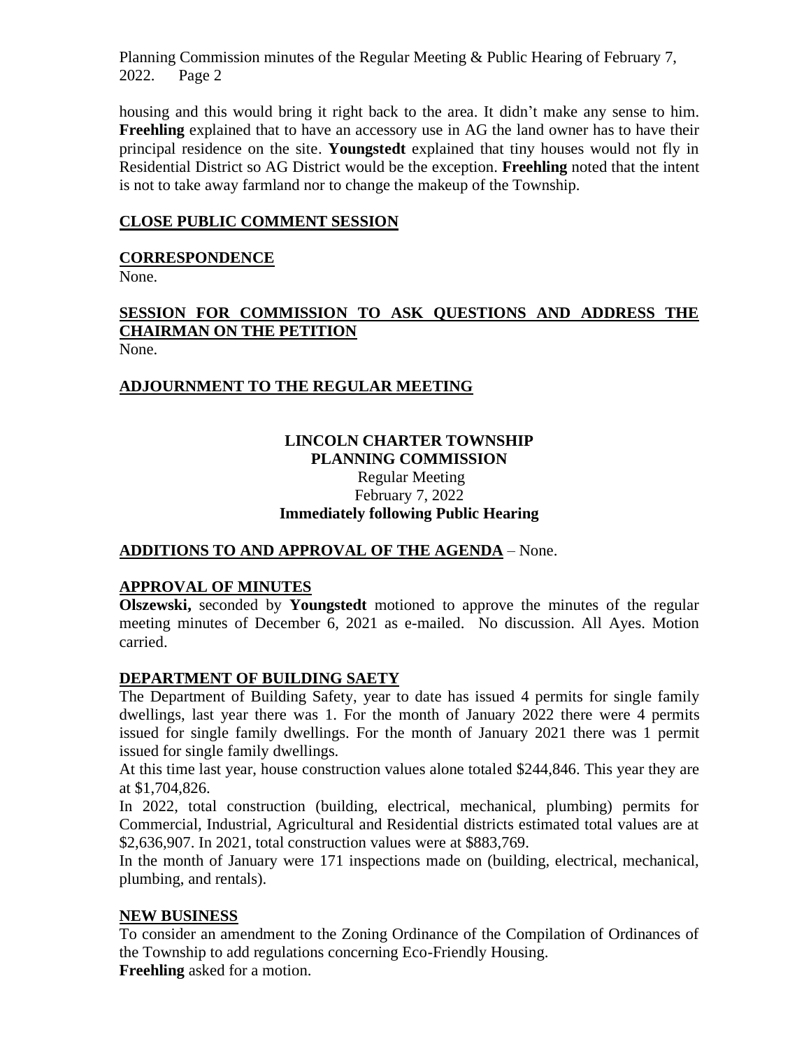housing and this would bring it right back to the area. It didn't make any sense to him. **Freehling** explained that to have an accessory use in AG the land owner has to have their principal residence on the site. **Youngstedt** explained that tiny houses would not fly in Residential District so AG District would be the exception. **Freehling** noted that the intent is not to take away farmland nor to change the makeup of the Township.

## CLOSE PUBLIC COMMENT SESSION

## CORRESPONDENCE

None.

## SESSION FOR COMMISSION TO ASK QUESTIONS AND ADDRESS THE CHAIRMAN ON THE PETITION

None.

## ADJOURNMENT TO THE REGULAR MEETING

**LINCOLN CHARTER TOWNSHIP**
**PLANNING COMMISSION**
Regular Meeting
February 7, 2022
**Immediately following Public Hearing**

## ADDITIONS TO AND APPROVAL OF THE AGENDA – None.

## APPROVAL OF MINUTES

**Olszewski,** seconded by **Youngstedt** motioned to approve the minutes of the regular meeting minutes of December 6, 2021 as e-mailed. No discussion. All Ayes. Motion carried.

## DEPARTMENT OF BUILDING SAETY

The Department of Building Safety, year to date has issued 4 permits for single family dwellings, last year there was 1. For the month of January 2022 there were 4 permits issued for single family dwellings. For the month of January 2021 there was 1 permit issued for single family dwellings.

At this time last year, house construction values alone totaled $244,846. This year they are at $1,704,826.

In 2022, total construction (building, electrical, mechanical, plumbing) permits for Commercial, Industrial, Agricultural and Residential districts estimated total values are at $2,636,907. In 2021, total construction values were at $883,769.

In the month of January were 171 inspections made on (building, electrical, mechanical, plumbing, and rentals).

## NEW BUSINESS

To consider an amendment to the Zoning Ordinance of the Compilation of Ordinances of the Township to add regulations concerning Eco-Friendly Housing.

**Freehling** asked for a motion.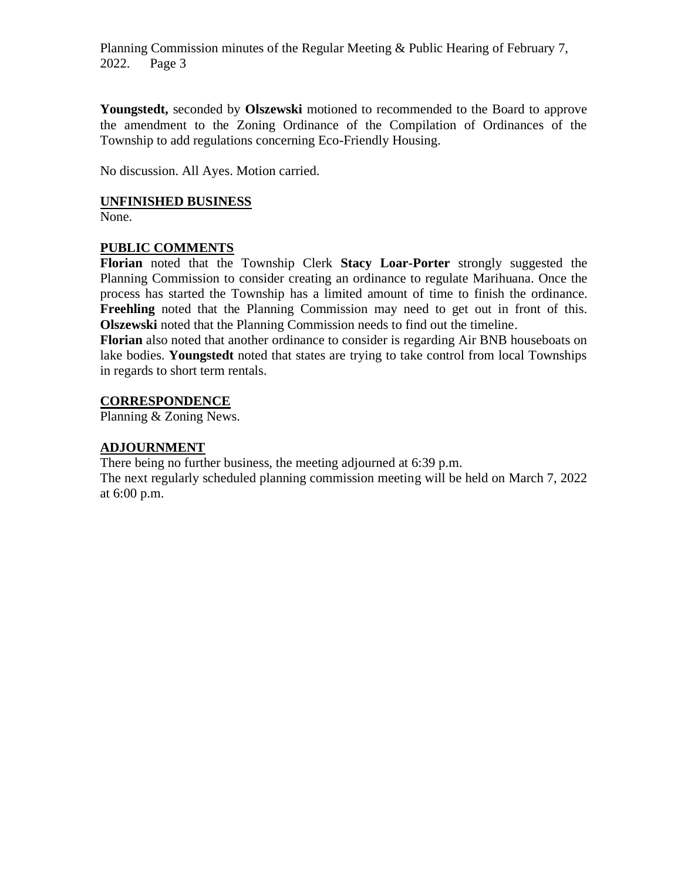**Youngstedt,** seconded by **Olszewski** motioned to recommended to the Board to approve the amendment to the Zoning Ordinance of the Compilation of Ordinances of the Township to add regulations concerning Eco-Friendly Housing.

No discussion. All Ayes. Motion carried.

## UNFINISHED BUSINESS

None.

## PUBLIC COMMENTS

**Florian** noted that the Township Clerk **Stacy Loar-Porter** strongly suggested the Planning Commission to consider creating an ordinance to regulate Marihuana. Once the process has started the Township has a limited amount of time to finish the ordinance. **Freehling** noted that the Planning Commission may need to get out in front of this. **Olszewski** noted that the Planning Commission needs to find out the timeline.

**Florian** also noted that another ordinance to consider is regarding Air BNB houseboats on lake bodies. **Youngstedt** noted that states are trying to take control from local Townships in regards to short term rentals.

## CORRESPONDENCE

Planning & Zoning News.

## ADJOURNMENT

There being no further business, the meeting adjourned at 6:39 p.m.
The next regularly scheduled planning commission meeting will be held on March 7, 2022 at 6:00 p.m.